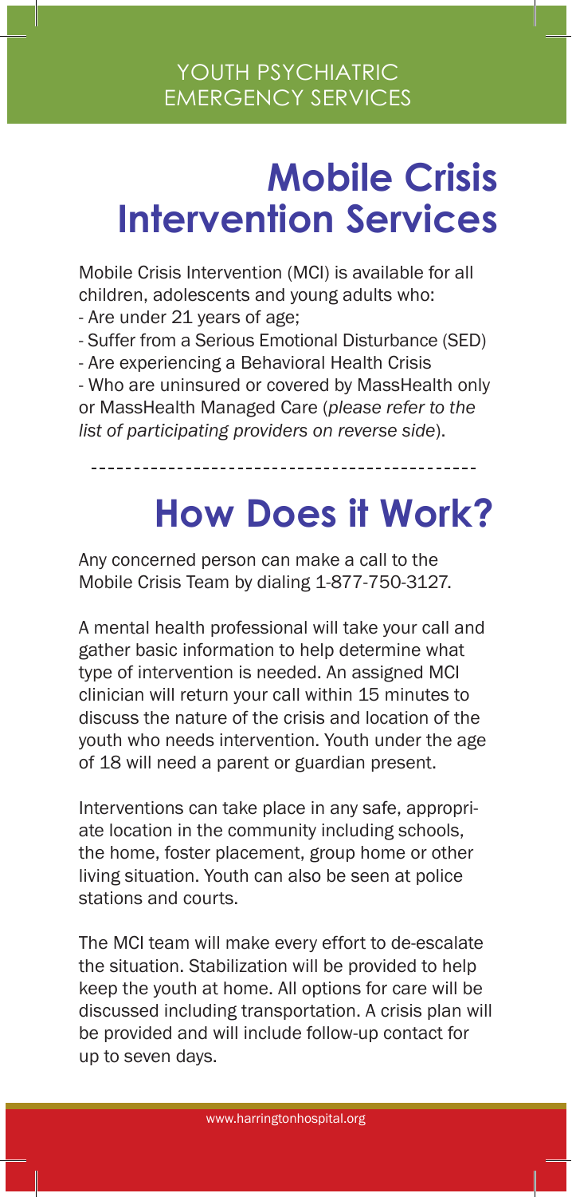YOUTH PSYCHIATRIC EMERGENCY SERVICES

# Mobile Crisis Intervention Services

Mobile Crisis Intervention (MCI) is available for all children, adolescents and young adults who:

- Are under 21 years of age;
- Suffer from a Serious Emotional Disturbance (SED)
- Are experiencing a Behavioral Health Crisis
- Who are uninsured or covered by MassHealth only or MassHealth Managed Care (*please refer to the list of participating providers on reverse side*).

# How Does it Work?

Any concerned person can make a call to the Mobile Crisis Team by dialing 1-877-750-3127.

A mental health professional will take your call and gather basic information to help determine what type of intervention is needed. An assigned MCI clinician will return your call within 15 minutes to discuss the nature of the crisis and location of the youth who needs intervention. Youth under the age of 18 will need a parent or guardian present.

Interventions can take place in any safe, appropriate location in the community including schools, the home, foster placement, group home or other living situation. Youth can also be seen at police stations and courts.

The MCI team will make every effort to de-escalate the situation. Stabilization will be provided to help keep the youth at home. All options for care will be discussed including transportation. A crisis plan will be provided and will include follow-up contact for up to seven days.

www.harringtonhospital.org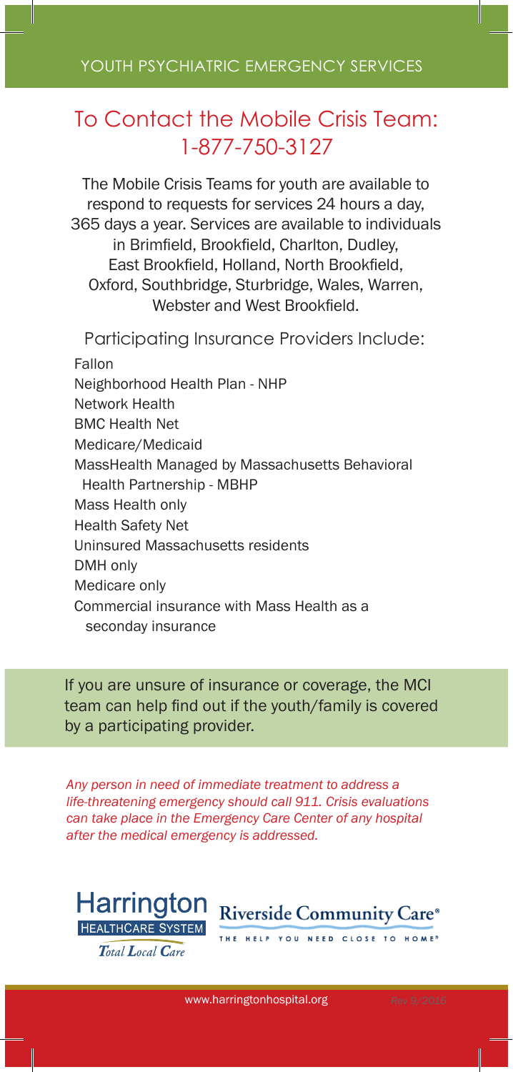YOUTH PSYCHIATRIC EMERGENCY SERVICES

# To Contact the Mobile Crisis Team: 1-877-750-3127

The Mobile Crisis Teams for youth are available to respond to requests for services 24 hours a day, 365 days a year. Services are available to individuals in Brimfield, Brookfield, Charlton, Dudley, East Brookfield, Holland, North Brookfield, Oxford, Southbridge, Sturbridge, Wales, Warren, Webster and West Brookfield.

## Participating Insurance Providers Include:

- Fallon
- Neighborhood Health Plan - NHP
- Network Health
- BMC Health Net
- Medicare/Medicaid
- MassHealth Managed by Massachusetts Behavioral Health Partnership - MBHP
- Mass Health only
- Health Safety Net
- Uninsured Massachusetts residents
- DMH only
- Medicare only
- Commercial insurance with Mass Health as a seconday insurance

If you are unsure of insurance or coverage, the MCI team can help find out if the youth/family is covered by a participating provider.

*Any person in need of immediate treatment to address a life-threatening emergency should call 911. Crisis evaluations can take place in the Emergency Care Center of any hospital after the medical emergency is addressed.*

Harrington HEALTHCARE SYSTEM *Total Local Care*

Riverside Community Care® THE HELP YOU NEED CLOSE TO HOME®

www.harringtonhospital.org Rev 9/2016